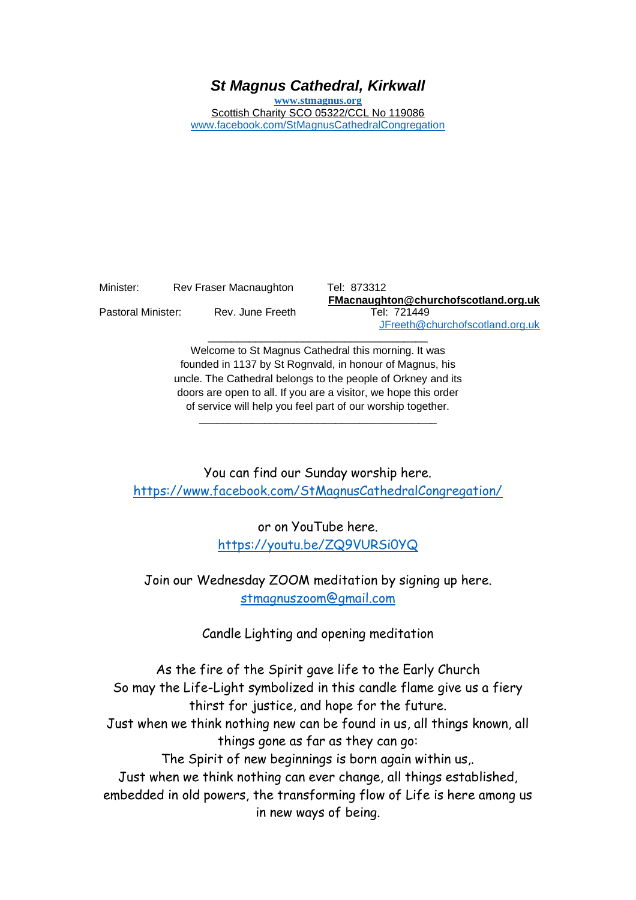# *St Magnus Cathedral, Kirkwall*

www.stmagnus.org

Scottish Charity SCO 05322/CCL No 119086

www.facebook.com/StMagnusCathedralCongregation

| | | |
|---|---|---|
| Minister: | Rev Fraser Macnaughton | Tel: 873312 **FMacnaughton@churchofscotland.org.uk** |
| Pastoral Minister: | Rev. June Freeth | Tel: 721449 JFreeth@churchofscotland.org.uk |

---

Welcome to St Magnus Cathedral this morning. It was founded in 1137 by St Rognvald, in honour of Magnus, his uncle. The Cathedral belongs to the people of Orkney and its doors are open to all. If you are a visitor, we hope this order of service will help you feel part of our worship together.

---

You can find our Sunday worship here.
https://www.facebook.com/StMagnusCathedralCongregation/

or on YouTube here.
https://youtu.be/ZQ9VURSi0YQ

Join our Wednesday ZOOM meditation by signing up here.
stmagnuszoom@gmail.com

Candle Lighting and opening meditation

As the fire of the Spirit gave life to the Early Church
So may the Life-Light symbolized in this candle flame give us a fiery thirst for justice, and hope for the future.
Just when we think nothing new can be found in us, all things known, all things gone as far as they can go:
The Spirit of new beginnings is born again within us,.
Just when we think nothing can ever change, all things established, embedded in old powers, the transforming flow of Life is here among us in new ways of being.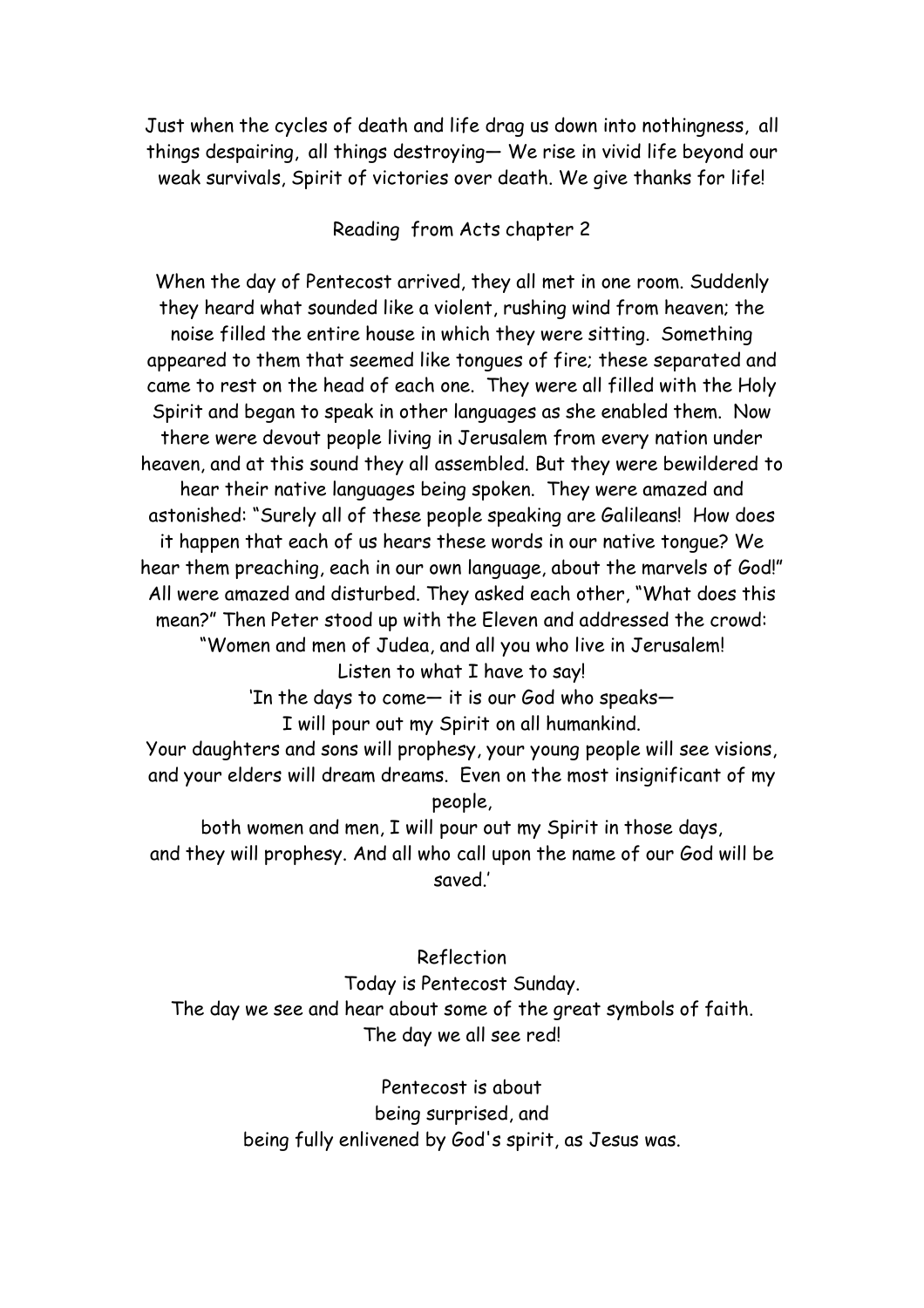Just when the cycles of death and life drag us down into nothingness, all things despairing, all things destroying— We rise in vivid life beyond our weak survivals, Spirit of victories over death. We give thanks for life!

Reading from Acts chapter 2

When the day of Pentecost arrived, they all met in one room. Suddenly they heard what sounded like a violent, rushing wind from heaven; the noise filled the entire house in which they were sitting. Something appeared to them that seemed like tongues of fire; these separated and came to rest on the head of each one. They were all filled with the Holy Spirit and began to speak in other languages as she enabled them. Now there were devout people living in Jerusalem from every nation under heaven, and at this sound they all assembled. But they were bewildered to hear their native languages being spoken. They were amazed and astonished: "Surely all of these people speaking are Galileans! How does it happen that each of us hears these words in our native tongue? We hear them preaching, each in our own language, about the marvels of God!" All were amazed and disturbed. They asked each other, "What does this mean?" Then Peter stood up with the Eleven and addressed the crowd: "Women and men of Judea, and all you who live in Jerusalem!
Listen to what I have to say!
'In the days to come— it is our God who speaks—
I will pour out my Spirit on all humankind.
Your daughters and sons will prophesy, your young people will see visions, and your elders will dream dreams. Even on the most insignificant of my people,
both women and men, I will pour out my Spirit in those days,
and they will prophesy. And all who call upon the name of our God will be saved.'

Reflection

Today is Pentecost Sunday.
The day we see and hear about some of the great symbols of faith.
The day we all see red!

Pentecost is about
being surprised, and
being fully enlivened by God's spirit, as Jesus was.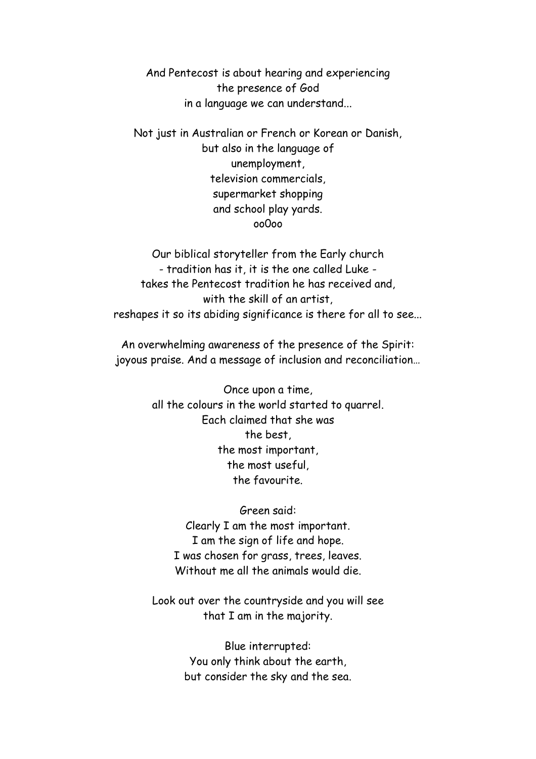And Pentecost is about hearing and experiencing
the presence of God
in a language we can understand...

Not just in Australian or French or Korean or Danish,
but also in the language of
unemployment,
television commercials,
supermarket shopping
and school play yards.

ooOoo

Our biblical storyteller from the Early church
- tradition has it, it is the one called Luke -
takes the Pentecost tradition he has received and,
with the skill of an artist,
reshapes it so its abiding significance is there for all to see...

An overwhelming awareness of the presence of the Spirit:
joyous praise. And a message of inclusion and reconciliation…

Once upon a time,
all the colours in the world started to quarrel.
Each claimed that she was
the best,
the most important,
the most useful,
the favourite.

Green said:
Clearly I am the most important.
I am the sign of life and hope.
I was chosen for grass, trees, leaves.
Without me all the animals would die.

Look out over the countryside and you will see
that I am in the majority.

Blue interrupted:
You only think about the earth,
but consider the sky and the sea.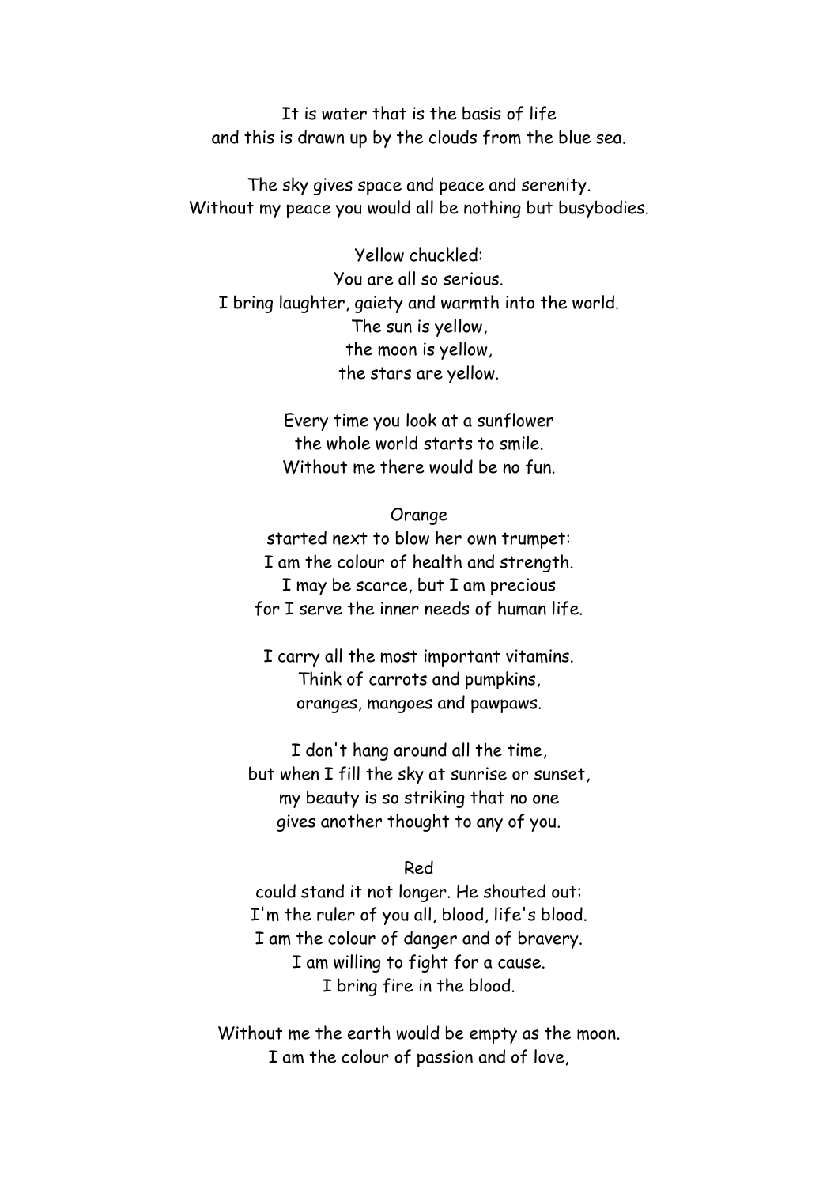It is water that is the basis of life
and this is drawn up by the clouds from the blue sea.

The sky gives space and peace and serenity.
Without my peace you would all be nothing but busybodies.

Yellow chuckled:
You are all so serious.
I bring laughter, gaiety and warmth into the world.
The sun is yellow,
the moon is yellow,
the stars are yellow.

Every time you look at a sunflower
the whole world starts to smile.
Without me there would be no fun.

Orange
started next to blow her own trumpet:
I am the colour of health and strength.
I may be scarce, but I am precious
for I serve the inner needs of human life.

I carry all the most important vitamins.
Think of carrots and pumpkins,
oranges, mangoes and pawpaws.

I don't hang around all the time,
but when I fill the sky at sunrise or sunset,
my beauty is so striking that no one
gives another thought to any of you.

Red
could stand it not longer. He shouted out:
I'm the ruler of you all, blood, life's blood.
I am the colour of danger and of bravery.
I am willing to fight for a cause.
I bring fire in the blood.

Without me the earth would be empty as the moon.
I am the colour of passion and of love,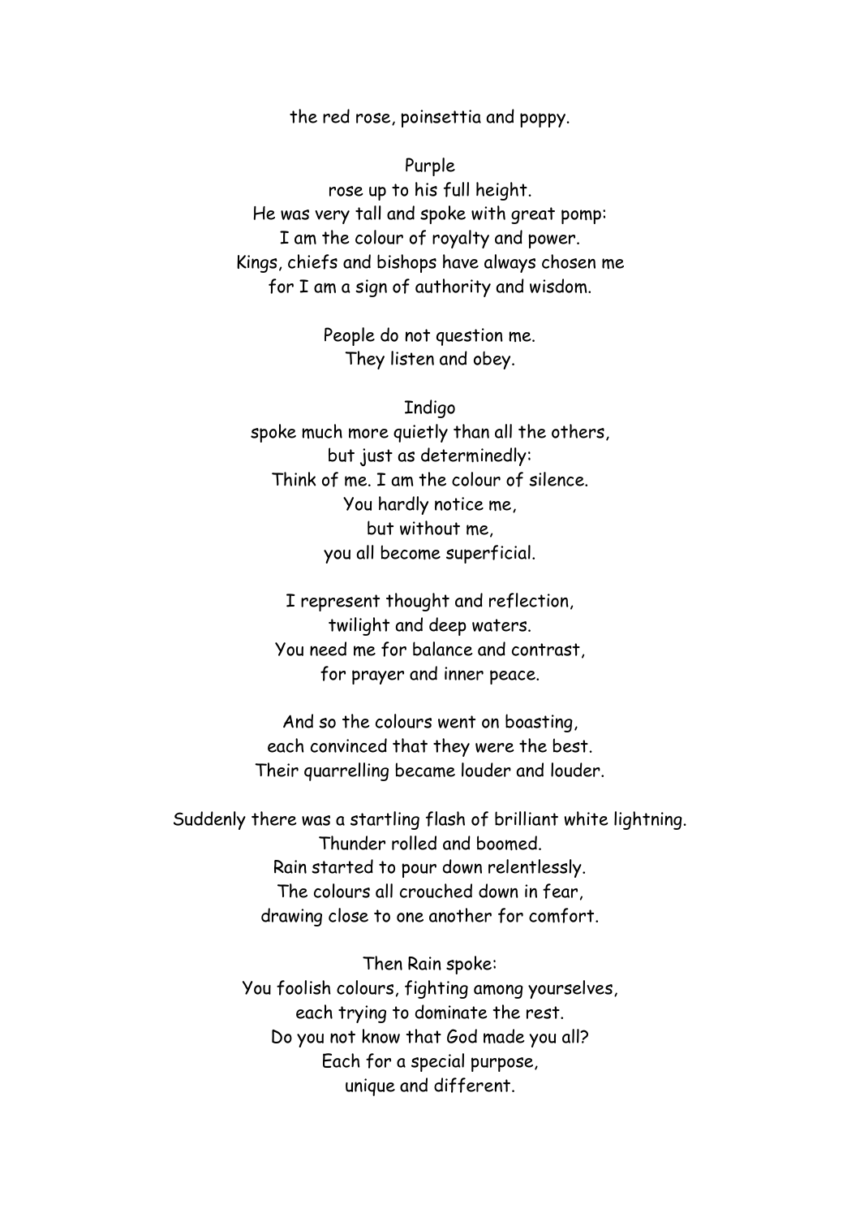the red rose, poinsettia and poppy.

Purple  
rose up to his full height.  
He was very tall and spoke with great pomp:  
I am the colour of royalty and power.  
Kings, chiefs and bishops have always chosen me  
for I am a sign of authority and wisdom.

People do not question me.  
They listen and obey.

Indigo  
spoke much more quietly than all the others,  
but just as determinedly:  
Think of me. I am the colour of silence.  
You hardly notice me,  
but without me,  
you all become superficial.

I represent thought and reflection,  
twilight and deep waters.  
You need me for balance and contrast,  
for prayer and inner peace.

And so the colours went on boasting,  
each convinced that they were the best.  
Their quarrelling became louder and louder.

Suddenly there was a startling flash of brilliant white lightning.  
Thunder rolled and boomed.  
Rain started to pour down relentlessly.  
The colours all crouched down in fear,  
drawing close to one another for comfort.

Then Rain spoke:  
You foolish colours, fighting among yourselves,  
each trying to dominate the rest.  
Do you not know that God made you all?  
Each for a special purpose,  
unique and different.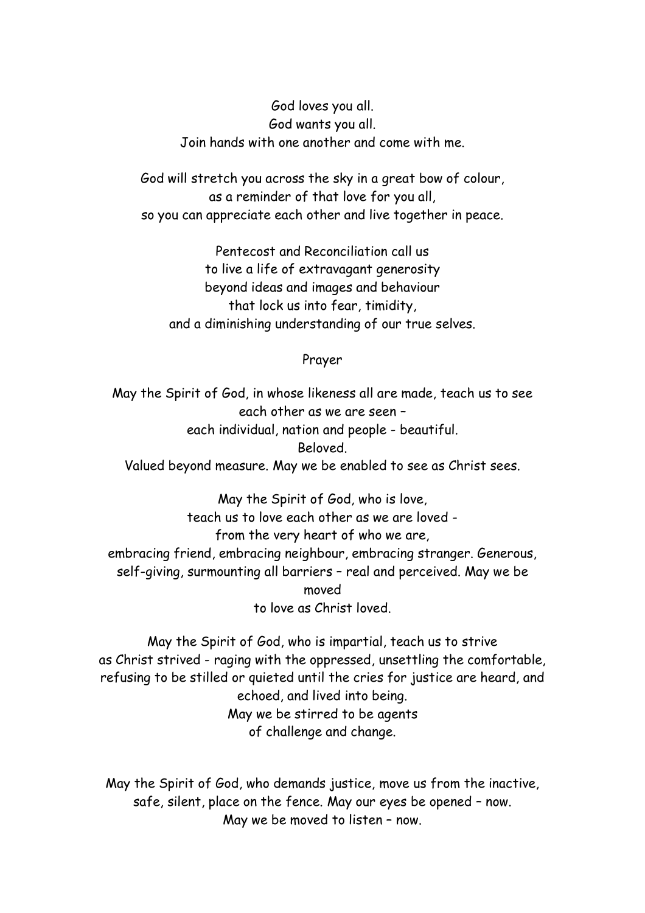God loves you all.
God wants you all.
Join hands with one another and come with me.

God will stretch you across the sky in a great bow of colour,
as a reminder of that love for you all,
so you can appreciate each other and live together in peace.

Pentecost and Reconciliation call us
to live a life of extravagant generosity
beyond ideas and images and behaviour
that lock us into fear, timidity,
and a diminishing understanding of our true selves.

Prayer

May the Spirit of God, in whose likeness all are made, teach us to see each other as we are seen –
each individual, nation and people - beautiful.
Beloved.
Valued beyond measure. May we be enabled to see as Christ sees.

May the Spirit of God, who is love,
teach us to love each other as we are loved -
from the very heart of who we are,
embracing friend, embracing neighbour, embracing stranger. Generous, self-giving, surmounting all barriers – real and perceived. May we be moved
to love as Christ loved.

May the Spirit of God, who is impartial, teach us to strive
as Christ strived - raging with the oppressed, unsettling the comfortable, refusing to be stilled or quieted until the cries for justice are heard, and echoed, and lived into being.
May we be stirred to be agents
of challenge and change.

May the Spirit of God, who demands justice, move us from the inactive, safe, silent, place on the fence. May our eyes be opened – now.
May we be moved to listen – now.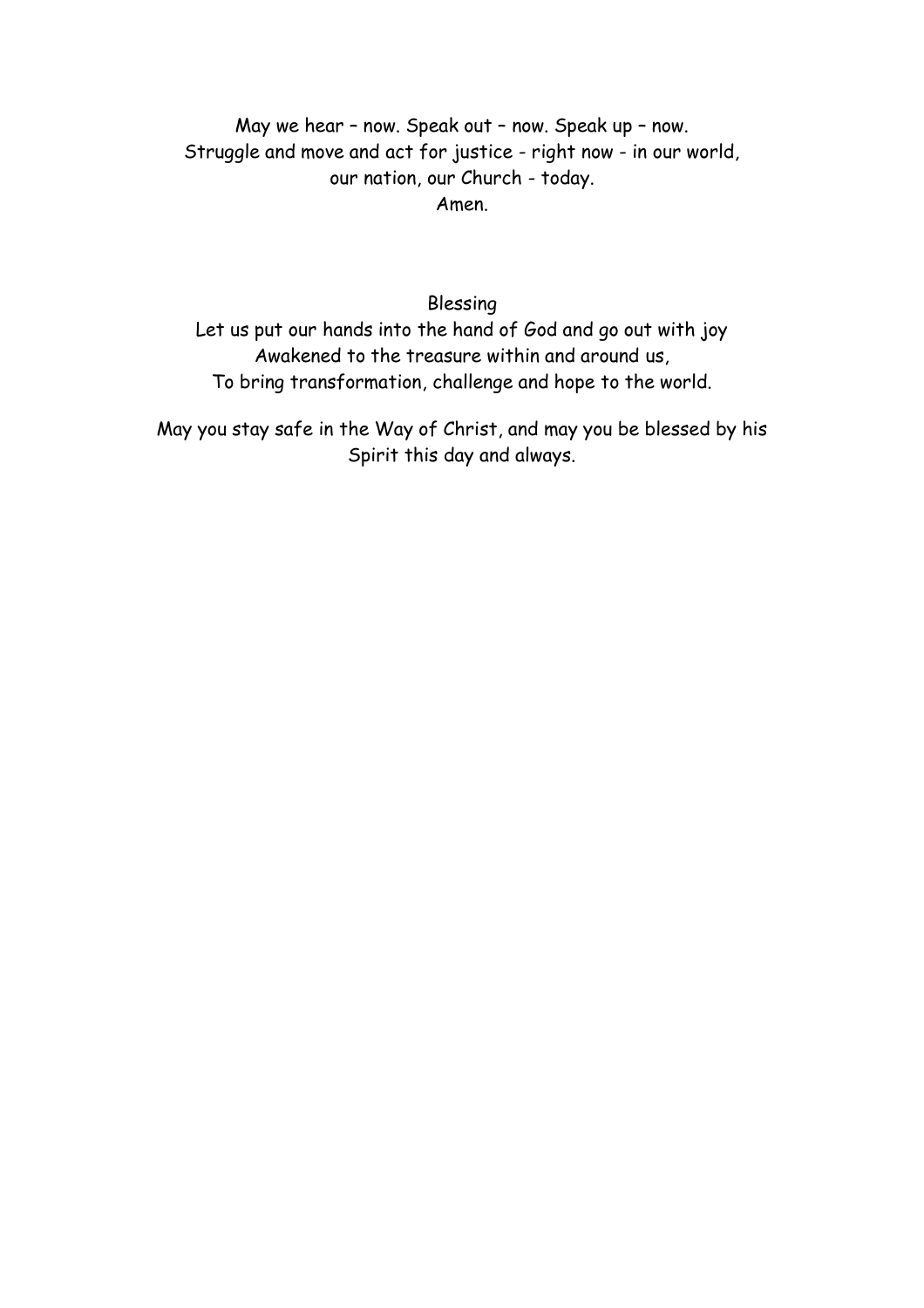May we hear – now. Speak out – now. Speak up – now.
Struggle and move and act for justice - right now - in our world,
our nation, our Church - today.
Amen.

## Blessing

Let us put our hands into the hand of God and go out with joy
Awakened to the treasure within and around us,
To bring transformation, challenge and hope to the world.

May you stay safe in the Way of Christ, and may you be blessed by his Spirit this day and always.